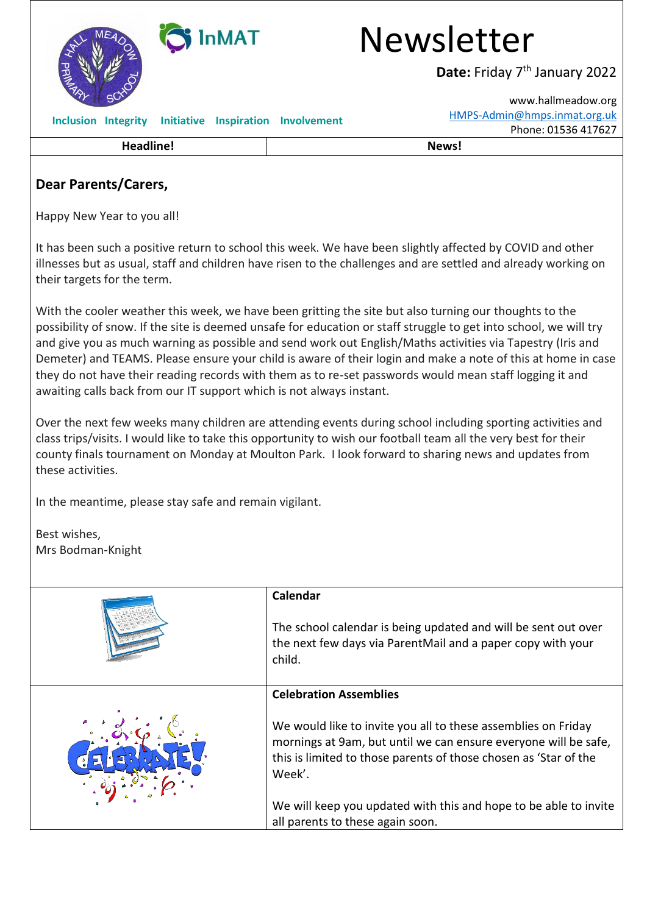# Newsletter

**Date:** Friday 7th January 2022

www.hallmeadow.org
HMPS-Admin@hmps.inmat.org.uk
Phone: 01536 417627

**Inclusion Integrity Initiative Inspiration Involvement**

| Headline! | News! |
|---|---|

## Dear Parents/Carers,

Happy New Year to you all!

It has been such a positive return to school this week. We have been slightly affected by COVID and other illnesses but as usual, staff and children have risen to the challenges and are settled and already working on their targets for the term.

With the cooler weather this week, we have been gritting the site but also turning our thoughts to the possibility of snow. If the site is deemed unsafe for education or staff struggle to get into school, we will try and give you as much warning as possible and send work out English/Maths activities via Tapestry (Iris and Demeter) and TEAMS. Please ensure your child is aware of their login and make a note of this at home in case they do not have their reading records with them as to re-set passwords would mean staff logging it and awaiting calls back from our IT support which is not always instant.

Over the next few weeks many children are attending events during school including sporting activities and class trips/visits. I would like to take this opportunity to wish our football team all the very best for their county finals tournament on Monday at Moulton Park. I look forward to sharing news and updates from these activities.

In the meantime, please stay safe and remain vigilant.

Best wishes,
Mrs Bodman-Knight

### Calendar

The school calendar is being updated and will be sent out over the next few days via ParentMail and a paper copy with your child.

### Celebration Assemblies

We would like to invite you all to these assemblies on Friday mornings at 9am, but until we can ensure everyone will be safe, this is limited to those parents of those chosen as 'Star of the Week'.

We will keep you updated with this and hope to be able to invite all parents to these again soon.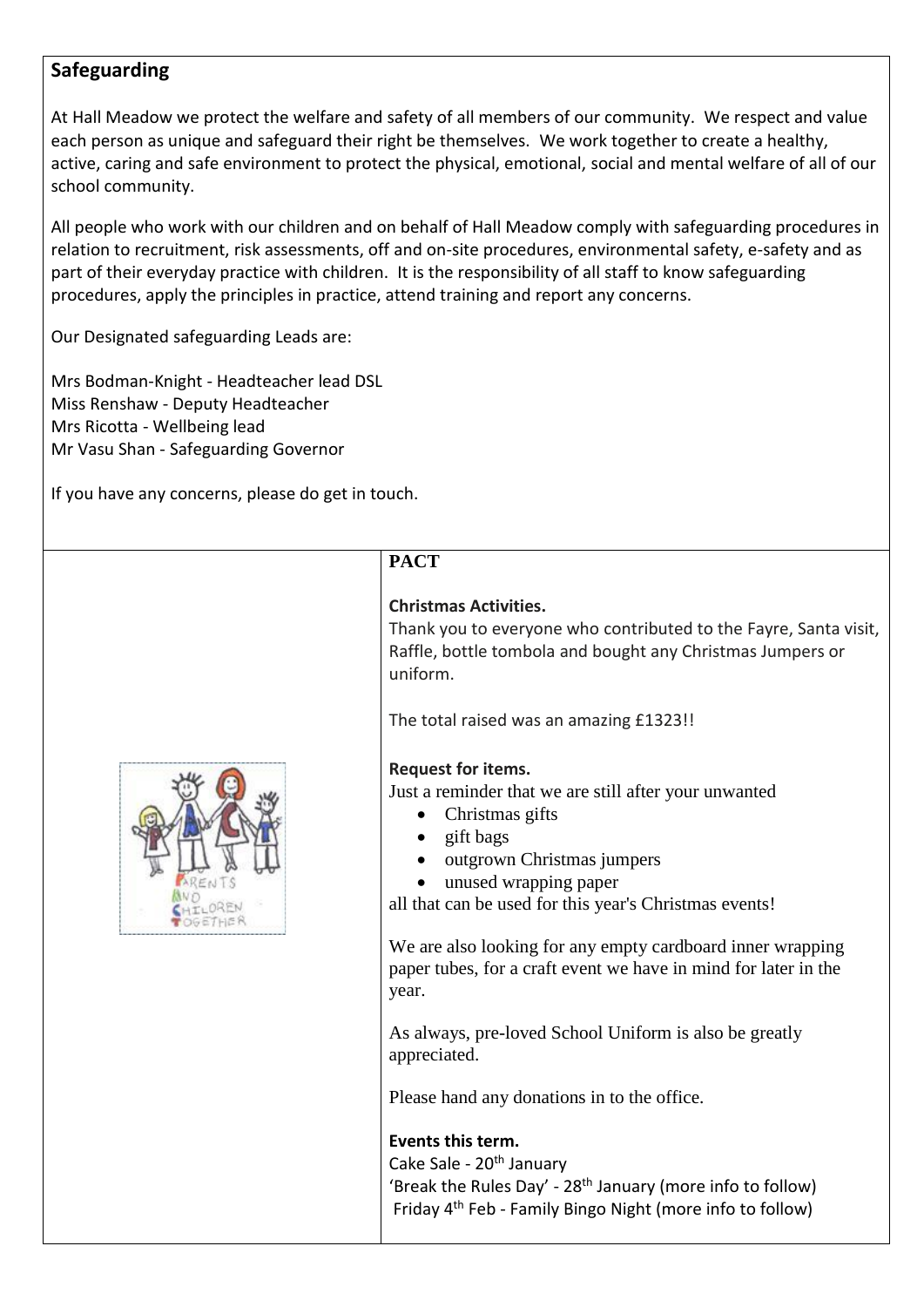## Safeguarding

At Hall Meadow we protect the welfare and safety of all members of our community. We respect and value each person as unique and safeguard their right be themselves. We work together to create a healthy, active, caring and safe environment to protect the physical, emotional, social and mental welfare of all of our school community.

All people who work with our children and on behalf of Hall Meadow comply with safeguarding procedures in relation to recruitment, risk assessments, off and on-site procedures, environmental safety, e-safety and as part of their everyday practice with children. It is the responsibility of all staff to know safeguarding procedures, apply the principles in practice, attend training and report any concerns.

Our Designated safeguarding Leads are:

Mrs Bodman-Knight - Headteacher lead DSL
Miss Renshaw - Deputy Headteacher
Mrs Ricotta - Wellbeing lead
Mr Vasu Shan - Safeguarding Governor

If you have any concerns, please do get in touch.

## PACT

**Christmas Activities.**
Thank you to everyone who contributed to the Fayre, Santa visit, Raffle, bottle tombola and bought any Christmas Jumpers or uniform.

The total raised was an amazing £1323!!

**Request for items.**
Just a reminder that we are still after your unwanted

- Christmas gifts
- gift bags
- outgrown Christmas jumpers
- unused wrapping paper

all that can be used for this year's Christmas events!

We are also looking for any empty cardboard inner wrapping paper tubes, for a craft event we have in mind for later in the year.

As always, pre-loved School Uniform is also be greatly appreciated.

Please hand any donations in to the office.

**Events this term.**
Cake Sale - 20th January
'Break the Rules Day' - 28th January (more info to follow)
Friday 4th Feb - Family Bingo Night (more info to follow)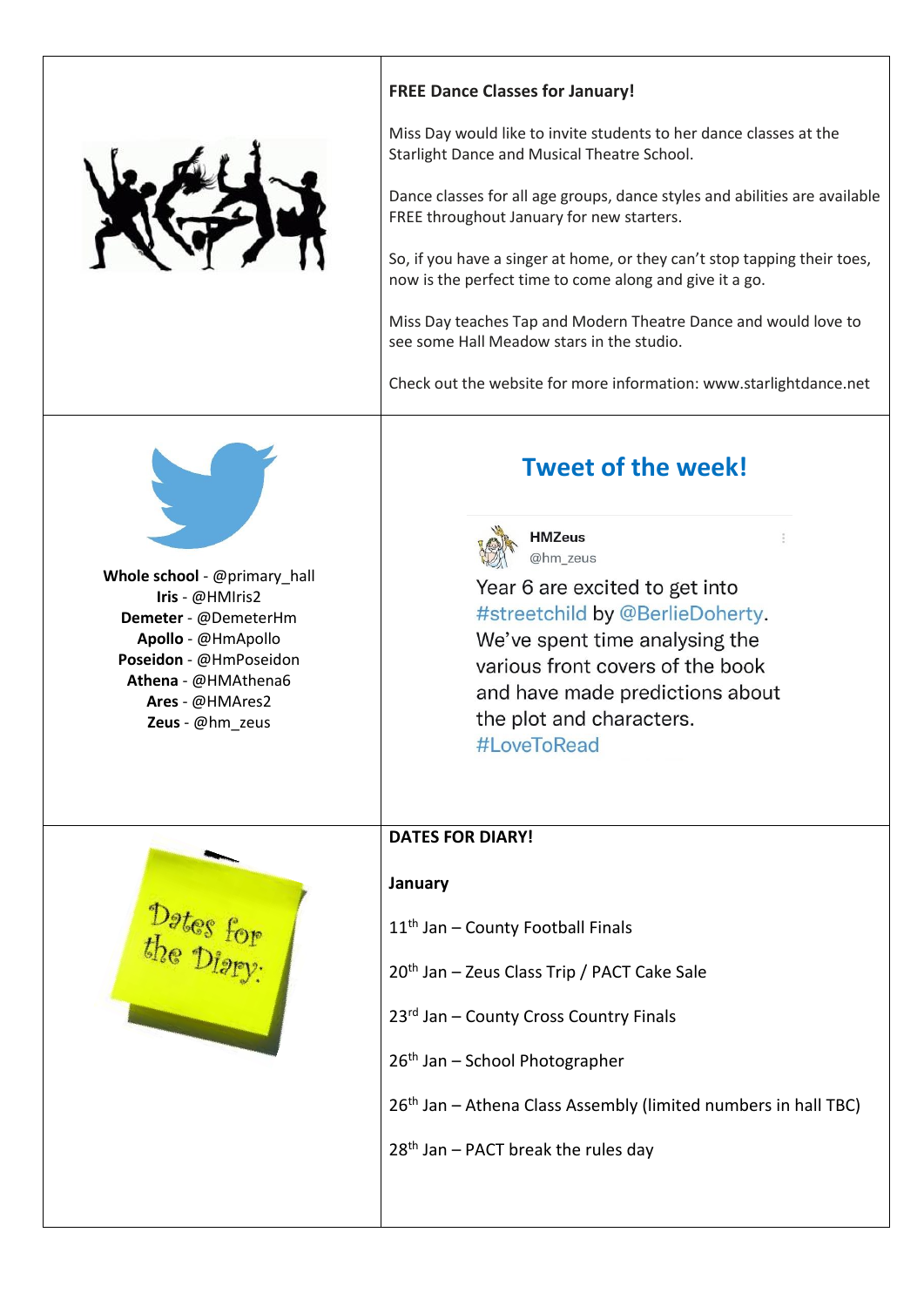**FREE Dance Classes for January!**

Miss Day would like to invite students to her dance classes at the Starlight Dance and Musical Theatre School.

Dance classes for all age groups, dance styles and abilities are available FREE throughout January for new starters.

So, if you have a singer at home, or they can't stop tapping their toes, now is the perfect time to come along and give it a go.

Miss Day teaches Tap and Modern Theatre Dance and would love to see some Hall Meadow stars in the studio.

Check out the website for more information: www.starlightdance.net

**Whole school** - @primary_hall
**Iris** - @HMIris2
**Demeter** - @DemeterHm
**Apollo** - @HmApollo
**Poseidon** - @HmPoseidon
**Athena** - @HMAthena6
**Ares** - @HMAres2
**Zeus** - @hm_zeus

## Tweet of the week!

**HMZeus**
@hm_zeus

Year 6 are excited to get into #streetchild by @BerlieDoherty. We've spent time analysing the various front covers of the book and have made predictions about the plot and characters. #LoveToRead

Dates for the Diary:

**DATES FOR DIARY!**

**January**

11th Jan – County Football Finals

20th Jan – Zeus Class Trip / PACT Cake Sale

23rd Jan – County Cross Country Finals

26th Jan – School Photographer

26th Jan – Athena Class Assembly (limited numbers in hall TBC)

28th Jan – PACT break the rules day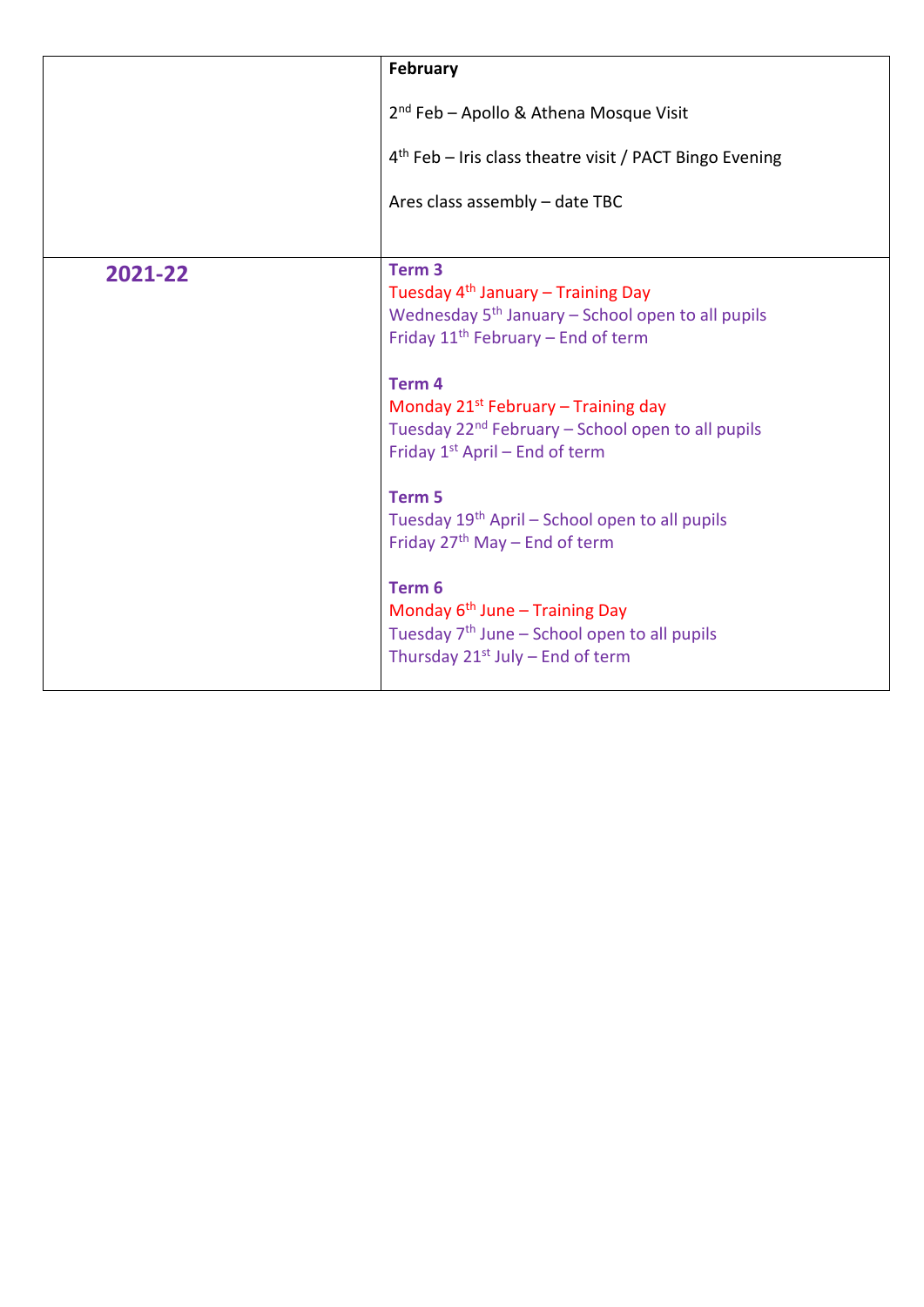| | |
|---|---|
| | **February**<br><br>2nd Feb – Apollo & Athena Mosque Visit<br><br>4th Feb – Iris class theatre visit / PACT Bingo Evening<br><br>Ares class assembly – date TBC |
| **2021-22** | **Term 3**<br>Tuesday 4th January – Training Day<br>Wednesday 5th January – School open to all pupils<br>Friday 11th February – End of term<br><br>**Term 4**<br>Monday 21st February – Training day<br>Tuesday 22nd February – School open to all pupils<br>Friday 1st April – End of term<br><br>**Term 5**<br>Tuesday 19th April – School open to all pupils<br>Friday 27th May – End of term<br><br>**Term 6**<br>Monday 6th June – Training Day<br>Tuesday 7th June – School open to all pupils<br>Thursday 21st July – End of term |